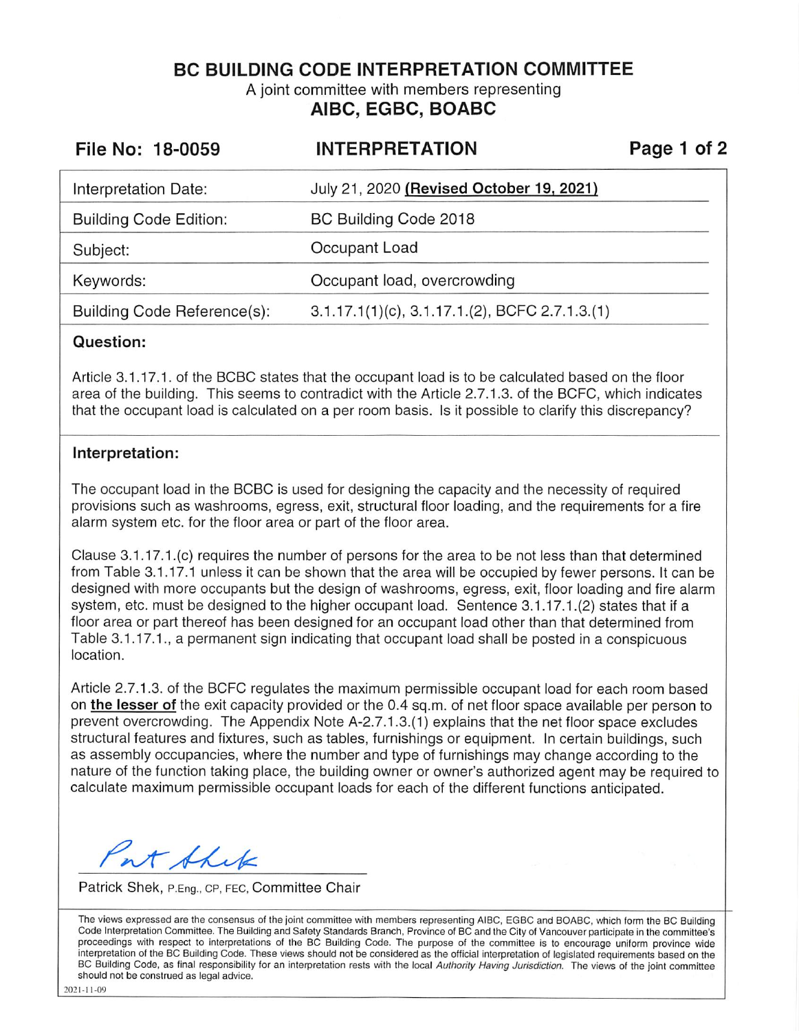# BC BUILDING CODE INTERPRETATION COMMITTEE

A joint committee with members representing

**AIBC, EGBC, BOABC**

**File No: 18-0059** | **INTERPRETATION**

| | |
|---|---|
| Interpretation Date: | July 21, 2020 **(Revised October 19, 2021)** |
| Building Code Edition: | BC Building Code 2018 |
| Subject: | Occupant Load |
| Keywords: | Occupant load, overcrowding |
| Building Code Reference(s): | 3.1.17.1(1)(c), 3.1.17.1.(2), BCFC 2.7.1.3.(1) |

### Question:

Article 3.1.17.1. of the BCBC states that the occupant load is to be calculated based on the floor area of the building. This seems to contradict with the Article 2.7.1.3. of the BCFC, which indicates that the occupant load is calculated on a per room basis. Is it possible to clarify this discrepancy?

### Interpretation:

The occupant load in the BCBC is used for designing the capacity and the necessity of required provisions such as washrooms, egress, exit, structural floor loading, and the requirements for a fire alarm system etc. for the floor area or part of the floor area.

Clause 3.1.17.1.(c) requires the number of persons for the area to be not less than that determined from Table 3.1.17.1 unless it can be shown that the area will be occupied by fewer persons. It can be designed with more occupants but the design of washrooms, egress, exit, floor loading and fire alarm system, etc. must be designed to the higher occupant load. Sentence 3.1.17.1.(2) states that if a floor area or part thereof has been designed for an occupant load other than that determined from Table 3.1.17.1., a permanent sign indicating that occupant load shall be posted in a conspicuous location.

Article 2.7.1.3. of the BCFC regulates the maximum permissible occupant load for each room based on **the lesser of** the exit capacity provided or the 0.4 sq.m. of net floor space available per person to prevent overcrowding. The Appendix Note A-2.7.1.3.(1) explains that the net floor space excludes structural features and fixtures, such as tables, furnishings or equipment. In certain buildings, such as assembly occupancies, where the number and type of furnishings may change according to the nature of the function taking place, the building owner or owner's authorized agent may be required to calculate maximum permissible occupant loads for each of the different functions anticipated.

Patrick Shek, P.Eng., CP, FEC, Committee Chair

The views expressed are the consensus of the joint committee with members representing AIBC, EGBC and BOABC, which form the BC Building Code Interpretation Committee. The Building and Safety Standards Branch, Province of BC and the City of Vancouver participate in the committee's proceedings with respect to interpretations of the BC Building Code. The purpose of the committee is to encourage uniform province wide interpretation of the BC Building Code. These views should not be considered as the official interpretation of legislated requirements based on the BC Building Code, as final responsibility for an interpretation rests with the local *Authority Having Jurisdiction*. The views of the joint committee should not be construed as legal advice.

2021-11-09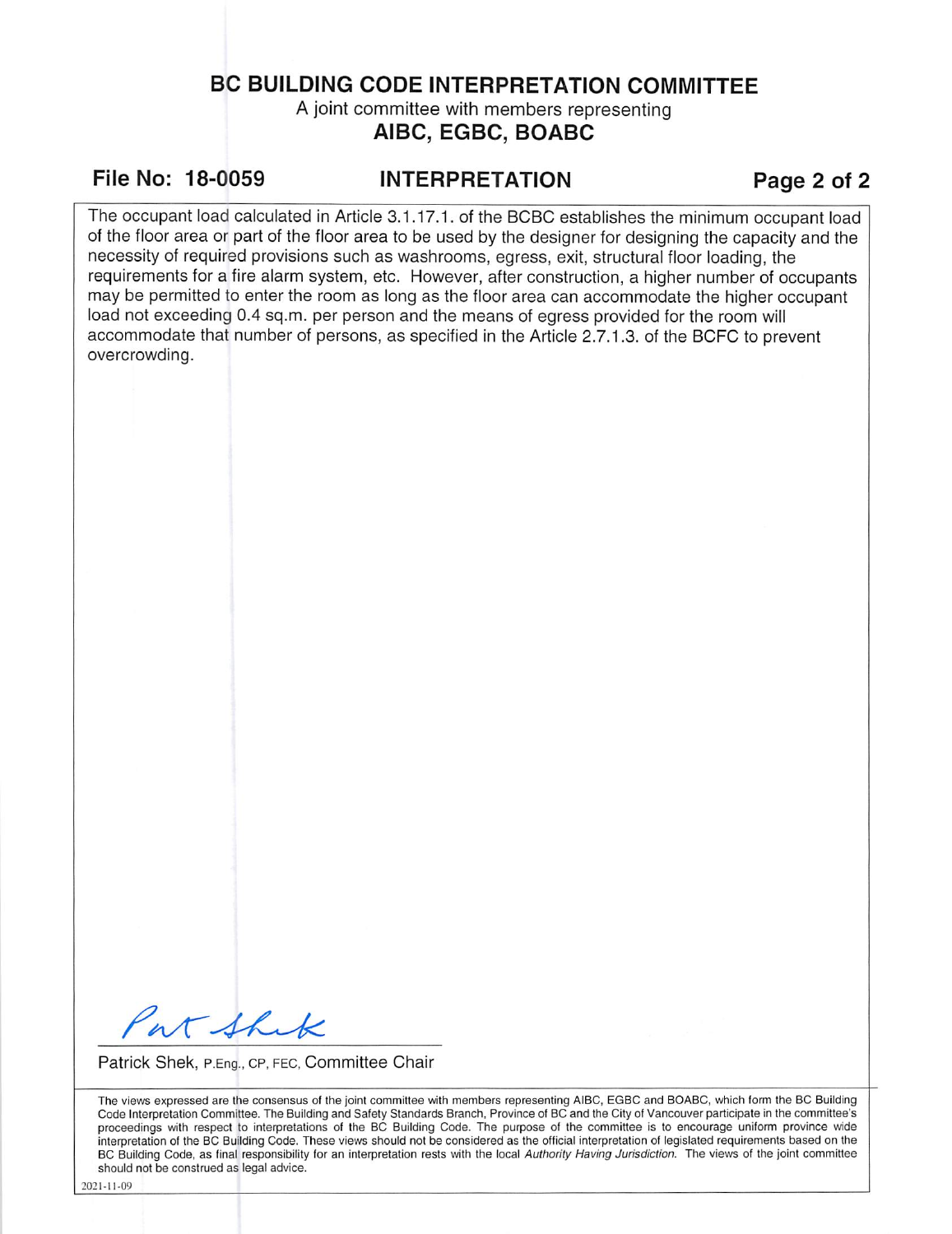# BC BUILDING CODE INTERPRETATION COMMITTEE

A joint committee with members representing

**AIBC, EGBC, BOABC**

**File No: 18-0059** **INTERPRETATION**

The occupant load calculated in Article 3.1.17.1. of the BCBC establishes the minimum occupant load of the floor area or part of the floor area to be used by the designer for designing the capacity and the necessity of required provisions such as washrooms, egress, exit, structural floor loading, the requirements for a fire alarm system, etc. However, after construction, a higher number of occupants may be permitted to enter the room as long as the floor area can accommodate the higher occupant load not exceeding 0.4 sq.m. per person and the means of egress provided for the room will accommodate that number of persons, as specified in the Article 2.7.1.3. of the BCFC to prevent overcrowding.

Patrick Shek, P.Eng., CP, FEC, Committee Chair

The views expressed are the consensus of the joint committee with members representing AIBC, EGBC and BOABC, which form the BC Building Code Interpretation Committee. The Building and Safety Standards Branch, Province of BC and the City of Vancouver participate in the committee's proceedings with respect to interpretations of the BC Building Code. The purpose of the committee is to encourage uniform province wide interpretation of the BC Building Code. These views should not be considered as the official interpretation of legislated requirements based on the BC Building Code, as final responsibility for an interpretation rests with the local *Authority Having Jurisdiction*. The views of the joint committee should not be construed as legal advice.

2021-11-09